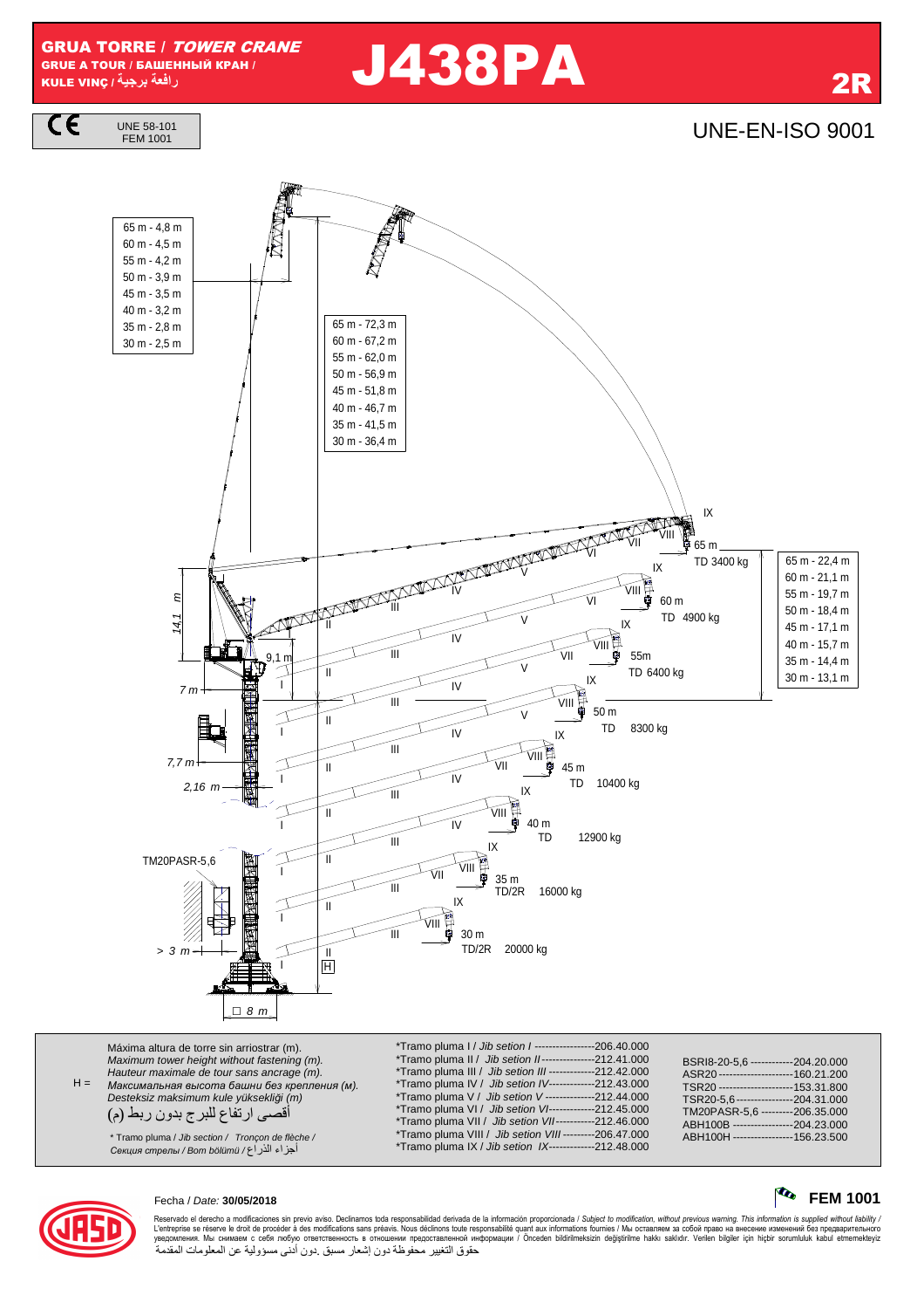# GRUA TORRE / *TOWER CRANE*

GRUE A TOUR / БАШЕННЫЙ КРАН / KULE VINÇ / رافعة برجية

# J438PA

**2R**

CE — UNE 58-101, FEM 1001

UNE-EN-ISO 9001

| | |
|---|---|
| 65 m - 4,8 m | |
| 60 m - 4,5 m | |
| 55 m - 4,2 m | |
| 50 m - 3,9 m | |
| 45 m - 3,5 m | |
| 40 m - 3,2 m | |
| 35 m - 2,8 m | |
| 30 m - 2,5 m | |

| |
|---|
| 65 m - 72,3 m |
| 60 m - 67,2 m |
| 55 m - 62,0 m |
| 50 m - 56,9 m |
| 45 m - 51,8 m |
| 40 m - 46,7 m |
| 35 m - 41,5 m |
| 30 m - 36,4 m |

| Jib | Sections | Load |
|---|---|---|
| 65 m | I, II, III, IV, V, VI, VII, VIII, IX | TD 3400 kg |
| 60 m | I, II, III, IV, V, VI, VIII, IX | TD 4900 kg |
| 55m | I, II, III, IV, V, VII, VIII, IX | TD 6400 kg |
| 50 m | I, II, III, IV, V, VIII, IX | TD 8300 kg |
| 45 m | I, II, III, IV, VII, VIII, IX | TD 10400 kg |
| 40 m | I, II, III, IV, VIII, IX | TD 12900 kg |
| 35 m | I, II, III, VII, VIII, IX | TD/2R 16000 kg |
| 30 m | I, II, III, VIII, IX | TD/2R 20000 kg |

| |
|---|
| 65 m - 22,4 m |
| 60 m - 21,1 m |
| 55 m - 19,7 m |
| 50 m - 18,4 m |
| 45 m - 17,1 m |
| 40 m - 15,7 m |
| 35 m - 14,4 m |
| 30 m - 13,1 m |

14,1 m; 9,1 m; 7 m; 7,7 m; 2,16 m; TM20PASR-5,6; > 3 m; H; □ 8 m

H = Máxima altura de torre sin arriostrar (m).
*Maximum tower height without fastening (m).*
*Hauteur maximale de tour sans ancrage (m).*
*Максимальная высота башни без крепления (м).*
*Desteksiz maksimum kule yüksekliği (m)*
أقصى ارتفاع للبرج بدون ربط (م)

\* Tramo pluma / *Jib section* / *Tronçon de flèche* /
*Секция стрелы / Bom bölümü* / أجزاء الذراع

| | |
|---|---|
| *Tramo pluma I / *Jib setion I* | 206.40.000 |
| *Tramo pluma II / *Jib setion II* | 212.41.000 |
| *Tramo pluma III / *Jib setion III* | 212.42.000 |
| *Tramo pluma IV / *Jib setion IV* | 212.43.000 |
| *Tramo pluma V / *Jib setion V* | 212.44.000 |
| *Tramo pluma VI / *Jib setion VI* | 212.45.000 |
| *Tramo pluma VII / *Jib setion VII* | 212.46.000 |
| *Tramo pluma VIII / *Jib setion VIII* | 206.47.000 |
| *Tramo pluma IX / *Jib setion IX* | 212.48.000 |

| | |
|---|---|
| BSRI8-20-5,6 | 204.20.000 |
| ASR20 | 160.21.200 |
| TSR20 | 153.31.800 |
| TSR20-5,6 | 204.31.000 |
| TM20PASR-5,6 | 206.35.000 |
| ABH100B | 204.23.000 |
| ABH100H | 156.23.500 |

Fecha / *Date:* **30/05/2018**

**FEM 1001**

Reservado el derecho a modificaciones sin previo aviso. Declinamos toda responsabilidad derivada de la información proporcionada / *Subject to modification, without previous warning. This information is supplied without liability* / L'entreprise se réserve le droit de procéder à des modifications sans préavis. Nous déclinons toute responsabilité quant aux informations fournies / Мы оставляем за собой право на внесение изменений без предварительного уведомления. Мы снимаем с себя любую ответственность в отношении предоставленной информации / Önceden bildirilmeksizin değiştirilme hakkı saklıdır. Verilen bilgiler için hiçbir sorumluluk kabul etmemekteyiz
حقوق التغيير محفوظة دون إشعار مسبق .دون أدنى مسؤولية عن المعلومات المقدمة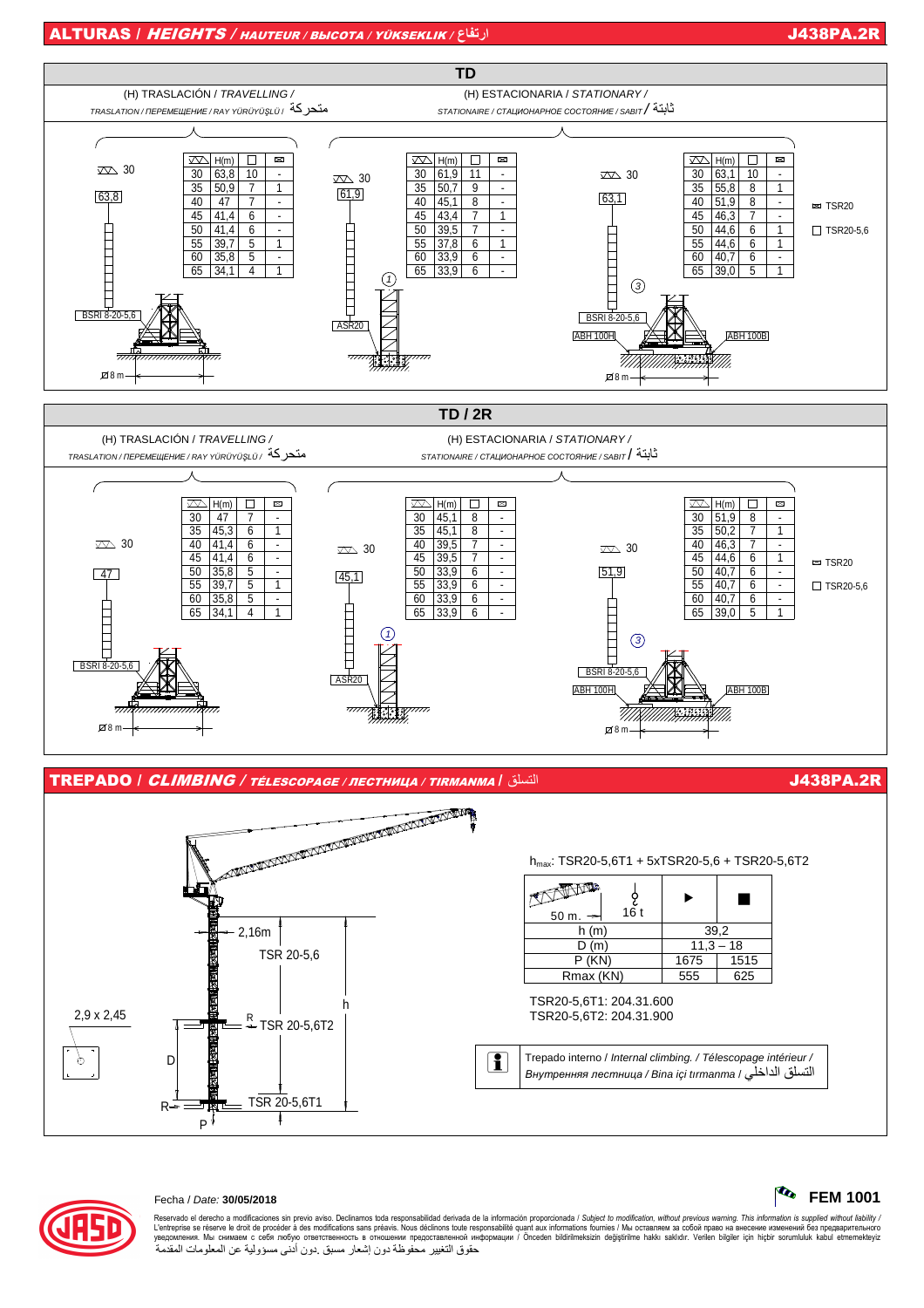## ALTURAS / *HEIGHTS* / *HAUTEUR / ВЫСОТА / YÜKSEKLIK / ارتفاع*

J438PA.2R

### TD

**(H) TRASLACIÓN / *TRAVELLING* /** *TRASLATION / ПЕРЕМЕЩЕНИЕ / RAY YÜRÜYÜŞLÜ /* متحركة

30 — 63,8 — BSRI 8-20-5,6 — Ø 8 m

| ⊿ | H(m) | □ | ▭ |
|---|---|---|---|
| 30 | 63,8 | 10 | - |
| 35 | 50,9 | 7 | 1 |
| 40 | 47 | 7 | - |
| 45 | 41,4 | 6 | - |
| 50 | 41,4 | 6 | - |
| 55 | 39,7 | 5 | 1 |
| 60 | 35,8 | 5 | - |
| 65 | 34,1 | 4 | 1 |

**(H) ESTACIONARIA / *STATIONARY* /** *STATIONAIRE / СТАЦИОНАРНОЕ СОСТОЯНИЕ / SABIT /* ثابتة

30 — 61,9 — ASR20 — (1)

| ⊿ | H(m) | □ | ▭ |
|---|---|---|---|
| 30 | 61,9 | 11 | - |
| 35 | 50,7 | 9 | - |
| 40 | 45,1 | 8 | - |
| 45 | 43,4 | 7 | 1 |
| 50 | 39,5 | 7 | - |
| 55 | 37,8 | 6 | 1 |
| 60 | 33,9 | 6 | - |
| 65 | 33,9 | 6 | - |

30 — 63,1 — (3) — BSRI 8-20-5,6 — ABH 100H — ABH 100B — Ø 8 m

| ⊿ | H(m) | □ | ▭ |
|---|---|---|---|
| 30 | 63,1 | 10 | - |
| 35 | 55,8 | 8 | 1 |
| 40 | 51,9 | 8 | - |
| 45 | 46,3 | 7 | - |
| 50 | 44,6 | 6 | 1 |
| 55 | 44,6 | 6 | 1 |
| 60 | 40,7 | 6 | - |
| 65 | 39,0 | 5 | 1 |

▭ TSR20

□ TSR20-5,6

### TD / 2R

**(H) TRASLACIÓN / *TRAVELLING* /** *TRASLATION / ПЕРЕМЕЩЕНИЕ / RAY YÜRÜYÜŞLÜ /* متحركة

30 — 47 — BSRI 8-20-5,6 — Ø 8 m

| ⊿ | H(m) | □ | ▭ |
|---|---|---|---|
| 30 | 47 | 7 | - |
| 35 | 45,3 | 6 | 1 |
| 40 | 41,4 | 6 | - |
| 45 | 41,4 | 6 | - |
| 50 | 35,8 | 5 | - |
| 55 | 39,7 | 5 | 1 |
| 60 | 35,8 | 5 | - |
| 65 | 34,1 | 4 | 1 |

**(H) ESTACIONARIA / *STATIONARY* /** *STATIONAIRE / СТАЦИОНАРНОЕ СОСТОЯНИЕ / SABIT /* ثابتة

30 — 45,1 — ASR20 — (1)

| ⊿ | H(m) | □ | ▭ |
|---|---|---|---|
| 30 | 45,1 | 8 | - |
| 35 | 45,1 | 8 | - |
| 40 | 39,5 | 7 | - |
| 45 | 39,5 | 7 | - |
| 50 | 33,9 | 6 | - |
| 55 | 33,9 | 6 | - |
| 60 | 33,9 | 6 | - |
| 65 | 33,9 | 6 | - |

30 — 51,9 — (3) — BSRI 8-20-5,6 — ABH 100H — ABH 100B — Ø 8 m

| ⊿ | H(m) | □ | ▭ |
|---|---|---|---|
| 30 | 51,9 | 8 | - |
| 35 | 50,2 | 7 | 1 |
| 40 | 46,3 | 7 | - |
| 45 | 44,6 | 6 | 1 |
| 50 | 40,7 | 6 | - |
| 55 | 40,7 | 6 | - |
| 60 | 40,7 | 6 | - |
| 65 | 39,0 | 5 | 1 |

▭ TSR20

□ TSR20-5,6

## TREPADO / *CLIMBING* / *TÉLESCOPAGE / ЛЕСТНИЦА / TIRMANMA* / التسلق

J438PA.2R

2,16m — TSR 20-5,6 — TSR 20-5,6T2 — TSR 20-5,6T1 — 2,9 x 2,45 — D — h — R — P

$h_{max}$: TSR20-5,6T1 + 5xTSR20-5,6 + TSR20-5,6T2

| 50 m. — 16 t | ▶ | ■ |
|---|---|---|
| h (m) | 39,2 | |
| D (m) | 11,3 – 18 | |
| P (KN) | 1675 | 1515 |
| Rmax (KN) | 555 | 625 |

TSR20-5,6T1: 204.31.600

TSR20-5,6T2: 204.31.900

Trepado interno / *Internal climbing. / Télescopage intérieur / Внутренняя лестница / Bina içi tırmanma /* التسلق الداخلي

Fecha / *Date:* **30/05/2018**

**FEM 1001**

Reservado el derecho a modificaciones sin previo aviso. Declinamos toda responsabilidad derivada de la información proporcionada / *Subject to modification, without previous warning. This information is supplied without liability /* L'entreprise se réserve le droit de procéder à des modifications sans préavis. Nous déclinons toute responsabilité quant aux informations fournies / Мы оставляем за собой право на внесение изменений без предварительного уведомления. Мы снимаем с себя любую ответственность в отношении предоставленной информации / Önceden bildirilmeksizin değiştirilme hakkı saklıdır. Verilen bilgiler için hiçbir sorumluluk kabul etmemekteyiz

حقوق التغيير محفوظة دون إشعار مسبق .دون أدنى مسؤولية عن المعلومات المقدمة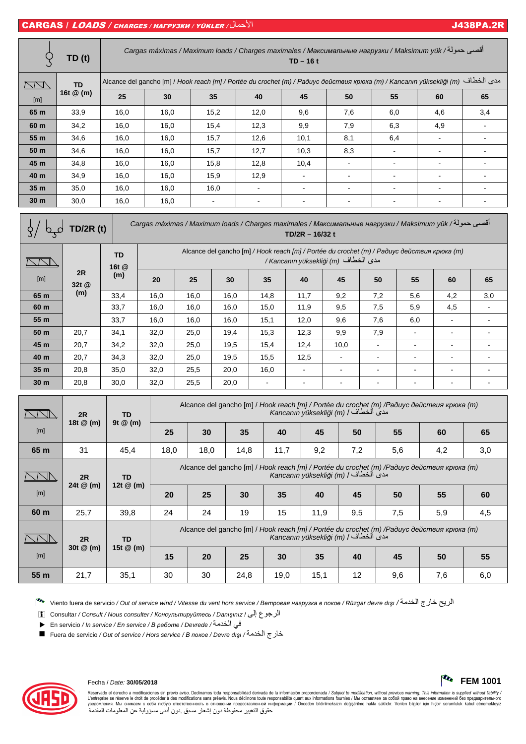## CARGAS / *LOADS* / *CHARGES / НАГРУЗКИ / YÜKLER* / الأحمال — J438PA.2R

| TD (t) | | Cargas máximas / Maximum loads / Charges maximales / Максимальные нагрузки / Maksimum yük / أقصى حمولة TD – 16 t | | | | | | | | |
|---|---|---|---|---|---|---|---|---|---|---|
| [m] | TD 16t @ (m) | Alcance del gancho [m] / *Hook reach [m] / Portée du crochet (m) / Радиус действия крюка (m) / Kancanın yüksekliği (m)* مدى الخطاف | | | | | | | | |
| | | 25 | 30 | 35 | 40 | 45 | 50 | 55 | 60 | 65 |
| 65 m | 33,9 | 16,0 | 16,0 | 15,2 | 12,0 | 9,6 | 7,6 | 6,0 | 4,6 | 3,4 |
| 60 m | 34,2 | 16,0 | 16,0 | 15,4 | 12,3 | 9,9 | 7,9 | 6,3 | 4,9 | - |
| 55 m | 34,6 | 16,0 | 16,0 | 15,7 | 12,6 | 10,1 | 8,1 | 6,4 | - | - |
| 50 m | 34,6 | 16,0 | 16,0 | 15,7 | 12,7 | 10,3 | 8,3 | - | - | - |
| 45 m | 34,8 | 16,0 | 16,0 | 15,8 | 12,8 | 10,4 | - | - | - | - |
| 40 m | 34,9 | 16,0 | 16,0 | 15,9 | 12,9 | - | - | - | - | - |
| 35 m | 35,0 | 16,0 | 16,0 | 16,0 | - | - | - | - | - | - |
| 30 m | 30,0 | 16,0 | 16,0 | - | - | - | - | - | - | - |

| TD/2R (t) | | | Cargas máximas / Maximum loads / Charges maximales / Максимальные нагрузки / Maksimum yük / أقصى حمولة TD/2R – 16/32 t | | | | | | | | | |
|---|---|---|---|---|---|---|---|---|---|---|---|---|
| [m] | 2R 32t @ (m) | TD 16t @ (m) | Alcance del gancho [m] / *Hook reach [m] / Portée du crochet (m) / Радиус действия крюка (m) / Kancanın yüksekliği (m)* مدى الخطاف | | | | | | | | | |
| | | | 20 | 25 | 30 | 35 | 40 | 45 | 50 | 55 | 60 | 65 |
| 65 m | | 33,4 | 16,0 | 16,0 | 16,0 | 14,8 | 11,7 | 9,2 | 7,2 | 5,6 | 4,2 | 3,0 |
| 60 m | | 33,7 | 16,0 | 16,0 | 16,0 | 15,0 | 11,9 | 9,5 | 7,5 | 5,9 | 4,5 | - |
| 55 m | | 33,7 | 16,0 | 16,0 | 16,0 | 15,1 | 12,0 | 9,6 | 7,6 | 6,0 | - | - |
| 50 m | 20,7 | 34,1 | 32,0 | 25,0 | 19,4 | 15,3 | 12,3 | 9,9 | 7,9 | - | - | - |
| 45 m | 20,7 | 34,2 | 32,0 | 25,0 | 19,5 | 15,4 | 12,4 | 10,0 | - | - | - | - |
| 40 m | 20,7 | 34,3 | 32,0 | 25,0 | 19,5 | 15,5 | 12,5 | - | - | - | - | - |
| 35 m | 20,8 | 35,0 | 32,0 | 25,5 | 20,0 | 16,0 | - | - | - | - | - | - |
| 30 m | 20,8 | 30,0 | 32,0 | 25,5 | 20,0 | - | - | - | - | - | - | - |

| [m] | 2R 18t @ (m) | TD 9t @ (m) | Alcance del gancho [m] / *Hook reach [m] / Portée du crochet (m) /Радиус действия крюка (m) Kancanın yüksekliği (m)* / مدى الخطاف | | | | | | | |
|---|---|---|---|---|---|---|---|---|---|---|
| | | | 25 | 30 | 35 | 40 | 45 | 50 | 55 | 60 | 65 |
| 65 m | 31 | 45,4 | 18,0 | 18,0 | 14,8 | 11,7 | 9,2 | 7,2 | 5,6 | 4,2 | 3,0 |

| [m] | 2R 24t @ (m) | TD 12t @ (m) | Alcance del gancho [m] / *Hook reach [m] / Portée du crochet (m) /Радиус действия крюка (m) Kancanın yüksekliği (m)* / مدى الخطاف | | | | | | | |
|---|---|---|---|---|---|---|---|---|---|---|
| | | | 20 | 25 | 30 | 35 | 40 | 45 | 50 | 55 | 60 |
| 60 m | 25,7 | 39,8 | 24 | 24 | 19 | 15 | 11,9 | 9,5 | 7,5 | 5,9 | 4,5 |

| [m] | 2R 30t @ (m) | TD 15t @ (m) | Alcance del gancho [m] / *Hook reach [m] / Portée du crochet (m) /Радиус действия крюка (m) Kancanın yüksekliği (m)* / مدى الخطاف | | | | | | | |
|---|---|---|---|---|---|---|---|---|---|---|
| | | | 15 | 20 | 25 | 30 | 35 | 40 | 45 | 50 | 55 |
| 55 m | 21,7 | 35,1 | 30 | 30 | 24,8 | 19,0 | 15,1 | 12 | 9,6 | 7,6 | 6,0 |

- Viento fuera de servicio / *Out of service wind / Vitesse du vent hors service / Ветровая нагрузка в покое / Rüzgar devre dışı* / الريح خارج الخدمة
- Consultar / *Consult / Nous consulter / Консультируйтесь / Danışınız* / الرجوع إلى
- ▶ En servicio / *In service / En service / В работе / Devrede* / في الخدمة
- ■ Fuera de servicio / *Out of service / Hors service / В покое / Devre dışı* / خارج الخدمة

Fecha / *Date:* **30/05/2018**

**FEM 1001**

Reservado el derecho a modificaciones sin previo aviso. Declinamos toda responsabilidad derivada de la información proporcionada / *Subject to modification, without previous warning. This information is supplied without liability /* L'entreprise se réserve le droit de procéder à des modifications sans préavis. Nous déclinons toute responsabilité quant aux informations fournies / Мы оставляем за собой право на внесение изменений без предварительного уведомления. Мы снимаем с себя любую ответственность в отношении предоставленной информации / Önceden bildirilmeksizin değiştirilme hakkı saklıdır. Verilen bilgiler için hiçbir sorumluluk kabul etmemekteyiz
حقوق التغيير محفوظة دون إشعار مسبق .دون أدنى مسؤولية عن المعلومات المقدمة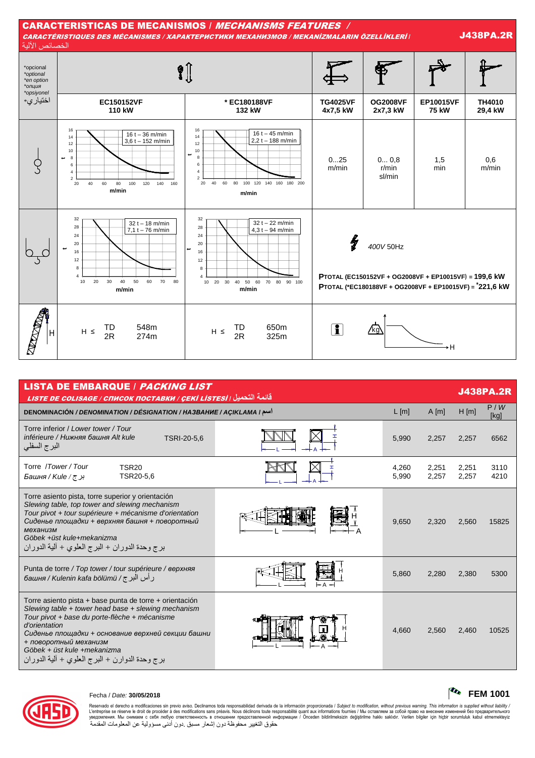# CARACTERISTICAS DE MECANISMOS / *MECHANISMS FEATURES* / *CARACTÉRISTIQUES DES MÉCANISMES / ХАРАКТЕРИСТИКИ МЕХАНИЗМОВ / MEKANİZMALARIN ÖZELLİKLERİ* / الخصائص الآلية

**J438PA.2R**

| *opcional *optional *en option *опция *opsiyonel اختياري* | EC150152VF 110 kW | * EC180188VF 132 kW | TG4025VF 4x7,5 kW | OG2008VF 2x7,3 kW | EP10015VF 75 kW | TH4010 29,4 kW |
|---|---|---|---|---|---|---|
| | 16 t – 36 m/min; 3,6 t – 152 m/min (t / m/min) | 16 t – 45 m/min; 2,2 t – 188 m/min (t / m/min) | 0...25 m/min | 0... 0,8 r/min sl/min | 1,5 min | 0,6 m/min |
| | 32 t – 18 m/min; 7,1 t – 76 m/min (t / m/min) | 32 t – 22 m/min; 4,3 t – 94 m/min (t / m/min) | 400V 50Hz | | | |
| | | | **P**TOTAL (EC150152VF + OG2008VF + EP10015VF) = **199,6 kW** | | | |
| | | | **P**TOTAL (*EC180188VF + OG2008VF + EP10015VF) = ***221,6 kW** | | | |
| H | H ≤ TD 548m; 2R 274m | H ≤ TD 650m; 2R 325m | | | | |

# LISTA DE EMBARQUE / *PACKING LIST* / *LISTE DE COLISAGE / СПИСОК ПОСТАВКИ / ÇEKİ LİSTESİ* / قائمة التحميل

**J438PA.2R**

| DENOMINACIÓN / *DENOMINATION / DÉSIGNATION / НАЗВАНИЕ / AÇIKLAMA* / اسم | | L [m] | A [m] | H [m] | P / *W* [kg] |
|---|---|---|---|---|---|
| Torre inferior / *Lower tower / Tour inférieure / Нижняя башня Alt kule* / البرج السفلي | TSRI-20-5,6 | 5,990 | 2,257 | 2,257 | 6562 |
| Torre /*Tower / Tour Башня / Kule* / برج | TSR20 | 4,260 | 2,251 | 2,251 | 3110 |
| | TSR20-5,6 | 5,990 | 2,257 | 2,257 | 4210 |
| Torre asiento pista, torre superior y orientación / *Slewing table, top tower and slewing mechanism / Tour pivot + tour supérieure + mécanisme d'orientation / Сиденье площадки + верхняя башня + поворотный механизм / Göbek +üst kule+mekanizma* / برج وحدة الدوران + البرج العلوي + ألية الدوران | | 9,650 | 2,320 | 2,560 | 15825 |
| Punta de torre / *Top tower / tour supérieure / верхняя башня / Kulenin kafa bölümü* / رأس البرج | | 5,860 | 2,280 | 2,380 | 5300 |
| Torre asiento pista + base punta de torre + orientación / *Slewing table + tower head base + slewing mechanism / Tour pivot + base du porte-flèche + mécanisme d'orientation / Сиденье площадки + основание верхней секции башни + поворотный механизм / Göbek + üst kule +mekanizma* / برج وحدة الدوارن + البرج العلوي + ألية الدوران | | 4,660 | 2,560 | 2,460 | 10525 |

Fecha / *Date:* **30/05/2018**

**FEM 1001**

Reservado el derecho a modificaciones sin previo aviso. Declinamos toda responsabilidad derivada de la información proporcionada / *Subject to modification, without previous warning. This information is supplied without liability* / L'entreprise se réserve le droit de procéder à des modifications sans préavis. Nous déclinons toute responsabilité quant aux informations fournies / Мы оставляем за собой право на внесение изменений без предварительного уведомления. Мы снимаем с себя любую ответственность в отношении предоставленной информации / Önceden bildirilmeksizin değiştirilme hakkı saklıdır. Verilen bilgiler için hiçbir sorumluluk kabul etmemekteyiz
حقوق التغيير محفوظة دون إشعار مسبق .دون أدنى مسؤولية عن المعلومات المقدمة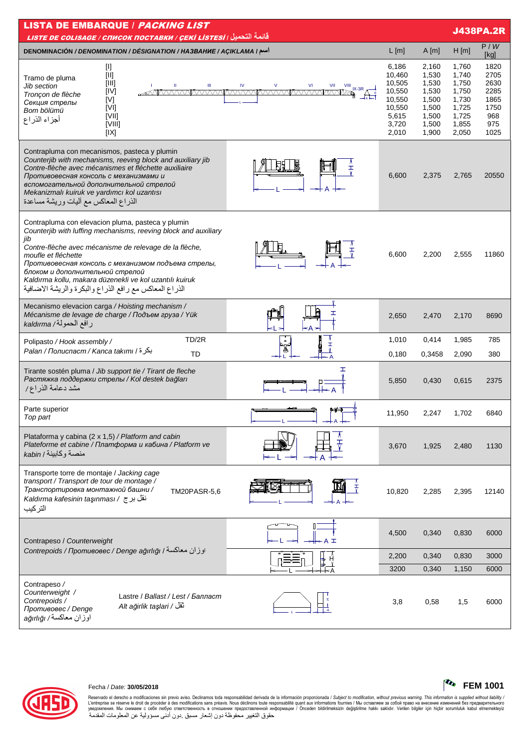# LISTA DE EMBARQUE / *PACKING LIST*

*LISTE DE COLISAGE / СПИСОК ПОСТАВКИ / ÇEKİ LİSTESİ* / قائمة التحميل

**J438PA.2R**

| DENOMINACIÓN / *DENOMINATION / DÉSIGNATION / НАЗВАНИЕ / AÇIKLAMA* / اسم | | L [m] | A [m] | H [m] | P / *W* [kg] |
|---|---|---|---|---|---|
| Tramo de pluma / *Jib section* / *Tronçon de flèche* / *Секция стрелы* / *Bom bölümü* / أجزاء الذراع | [I] | 6,186 | 2,160 | 1,760 | 1820 |
| | [II] | 10,460 | 1,530 | 1,740 | 2705 |
| | [III] | 10,505 | 1,530 | 1,750 | 2630 |
| | [IV] | 10,550 | 1,530 | 1,750 | 2285 |
| | [V] | 10,550 | 1,500 | 1,730 | 1865 |
| | [VI] | 10,550 | 1,500 | 1,725 | 1750 |
| | [VII] | 5,615 | 1,500 | 1,725 | 968 |
| | [VIII] | 3,720 | 1,500 | 1,855 | 975 |
| | [IX] | 2,010 | 1,900 | 2,050 | 1025 |
| Contrapluma con mecanismos, pasteca y plumin / *Counterjib with mechanisms, reeving block and auxiliary jib* / *Contre-flèche avec mécanismes et fléchette auxiliaire* / *Противовесная консоль с механизмами и вспомогательной дополнительной стрелой* / *Mekanizmalı kuiruk ve yardımcı kol uzantısı* / الذراع المعاكس مع آليات وريشة مساعدة | | 6,600 | 2,375 | 2,765 | 20550 |
| Contrapluma con elevacion pluma, pasteca y plumin / *Counterjib with luffing mechanisms, reeving block and auxiliary jib* / *Contre-flèche avec mécanisme de relevage de la flèche, moufle et fléchette* / *Противовесная консоль с механизмом подъема стрелы, блоком и дополнительной стрелой* / *Kaldırma kollu, makara düzenekli ve kol uzantılı kuiruk* / الذراع المعاكس مع رافع الذراع والبكرة والريشة الاضافية | | 6,600 | 2,200 | 2,555 | 11860 |
| Mecanismo elevacion carga / *Hoisting mechanism* / *Mécanisme de levage de charge* / *Подъем груза* / *Yük kaldırma* / رافع الحمولة | | 2,650 | 2,470 | 2,170 | 8690 |
| Polipasto / *Hook assembly* / *Palan* / *Полиспаст* / *Kanca takımı* / بكرة | TD/2R | 1,010 | 0,414 | 1,985 | 785 |
| | TD | 0,180 | 0,3458 | 2,090 | 380 |
| Tirante sostén pluma / *Jib support tie* / *Tirant de fleche* / *Растяжка поддержки стрелы* / *Kol destek bağları* / مشد دعامة الذراع | | 5,850 | 0,430 | 0,615 | 2375 |
| Parte superior / *Top part* | | 11,950 | 2,247 | 1,702 | 6840 |
| Plataforma y cabina (2 x 1,5) / *Platform and cabin* / *Plateforme et cabine* / *Платформа и кабина* / *Platform ve kabin* / منصة وكابينة | | 3,670 | 1,925 | 2,480 | 1130 |
| Transporte torre de montaje / *Jacking cage transport* / *Transport de tour de montage* / *Транспортировка монтажной башни* / *Kaldırma kafesinin taşınması* / نقل برج التركيب | TM20PASR-5,6 | 10,820 | 2,285 | 2,395 | 12140 |
| Contrapeso / *Counterweight* / *Contrepoids* / *Противовес* / *Denge ağırlığı* / اوزان معاكسة | | 4,500 | 0,340 | 0,830 | 6000 |
| | | 2,200 | 0,340 | 0,830 | 3000 |
| | | 3200 | 0,340 | 1,150 | 6000 |
| Contrapeso / *Counterweight* / *Contrepoids* / *Противовес* / *Denge ağırlığı* / اوزان معاكسة | Lastre / *Ballast* / *Lest* / *Балласт* / *Alt ağırlık taşlari* / ثقل | 3,8 | 0,58 | 1,5 | 6000 |

Fecha / *Date:* **30/05/2018**

**FEM 1001**

Reservado el derecho a modificaciones sin previo aviso. Declinamos toda responsabilidad derivada de la información proporcionada / *Subject to modification, without previous warning. This information is supplied without liability* / L'entreprise se réserve le droit de procéder à des modifications sans préavis. Nous déclinons toute responsabilité quant aux informations fournies / Мы оставляем за собой право на внесение изменений без предварительного уведомления. Мы снимаем с себя любую ответственность в отношении предоставленной информации / Önceden bildirilmeksizin değiştirilme hakkı saklıdır. Verilen bilgiler için hiçbir sorumluluk kabul etmemekteyiz

حقوق التغيير محفوظة دون إشعار مسبق .دون أدنى مسؤولية عن المعلومات المقدمة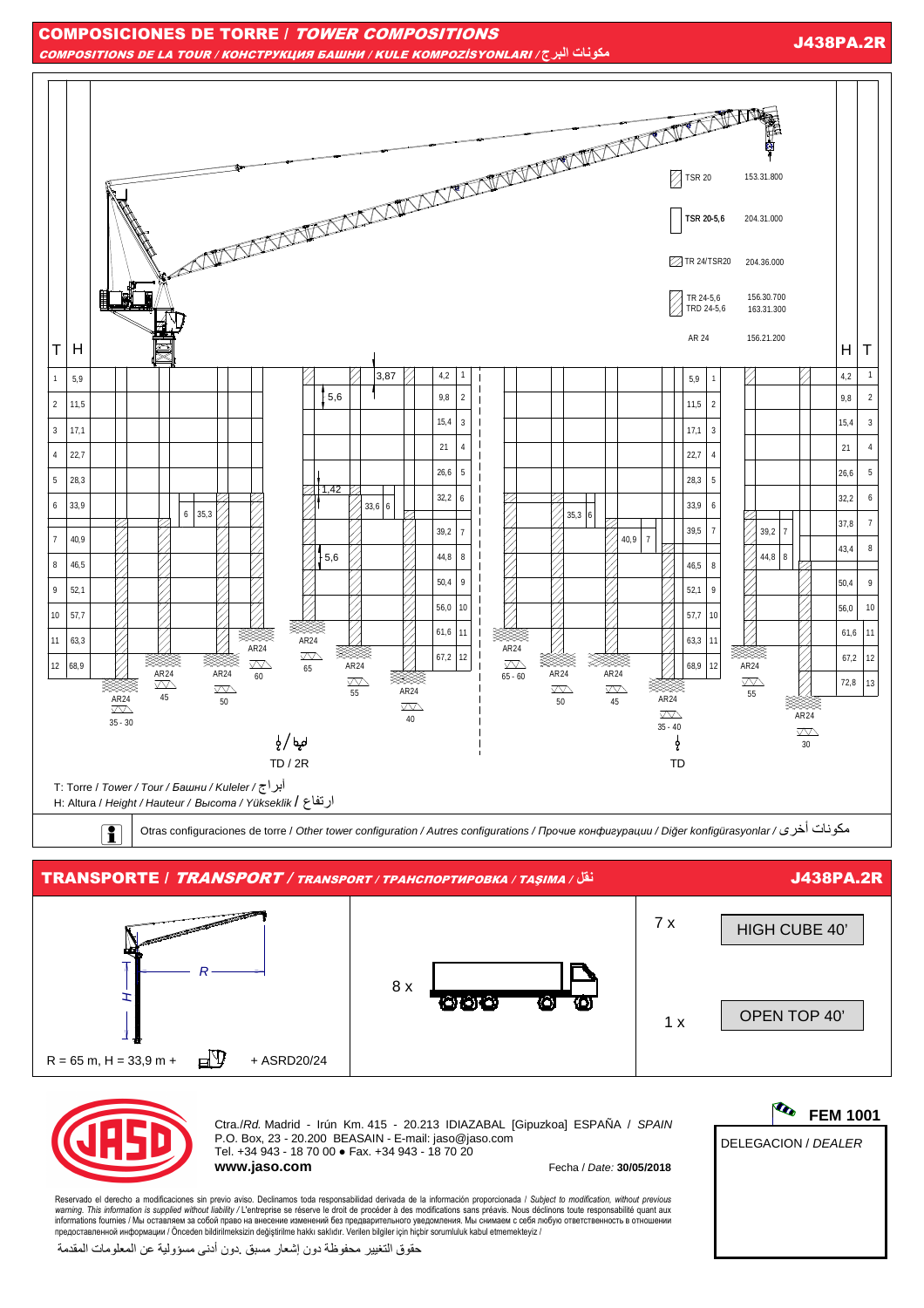## COMPOSICIONES DE TORRE / *TOWER COMPOSITIONS*

*COMPOSITIONS DE LA TOUR / КОНСТРУКЦИЯ БАШНИ / KULE KOMPOZİSYONLARI /* مكونات البرج

J438PA.2R

| | | |
|---|---|---|
| TSR 20 | | 153.31.800 |
| TSR 20-5,6 | | 204.31.000 |
| TR 24/TSR20 | | 204.36.000 |
| TR 24-5,6 | TRD 24-5,6 | 156.30.700 / 163.31.300 |
| AR 24 | | 156.21.200 |

| T | H |
|---|---|
| 1 | 5,9 |
| 2 | 11,5 |
| 3 | 17,1 |
| 4 | 22,7 |
| 5 | 28,3 |
| 6 | 33,9 |
| 7 | 40,9 |
| 8 | 46,5 |
| 9 | 52,1 |
| 10 | 57,7 |
| 11 | 63,3 |
| 12 | 68,9 |

3,87
5,6
1,42
5,6
6 35,3
33,6 6
35,3 6
40,9 7
39,2 7
44,8 8

| H | T |
|---|---|
| 4,2 | 1 |
| 9,8 | 2 |
| 15,4 | 3 |
| 21 | 4 |
| 26,6 | 5 |
| 32,2 | 6 |
| 39,2 | 7 |
| 44,8 | 8 |
| 50,4 | 9 |
| 56,0 | 10 |
| 61,6 | 11 |
| 67,2 | 12 |

| H | T |
|---|---|
| 5,9 | 1 |
| 11,5 | 2 |
| 17,1 | 3 |
| 22,7 | 4 |
| 28,3 | 5 |
| 33,9 | 6 |
| 39,5 | 7 |
| 46,5 | 8 |
| 52,1 | 9 |
| 57,7 | 10 |
| 63,3 | 11 |
| 68,9 | 12 |

| H | T |
|---|---|
| 4,2 | 1 |
| 9,8 | 2 |
| 15,4 | 3 |
| 21 | 4 |
| 26,6 | 5 |
| 32,2 | 6 |
| 37,8 | 7 |
| 43,4 | 8 |
| 50,4 | 9 |
| 56,0 | 10 |
| 61,6 | 11 |
| 67,2 | 12 |
| 72,8 | 13 |

AR24 35 - 30
AR24 45
AR24 50
AR24 60
AR24 65
AR24 55
AR24 40
AR24 65 - 60
AR24 50
AR24 45
AR24 35 - 40
AR24 55
AR24 30

TD / 2R
TD

T: Torre / *Tower / Tour / Башни / Kuleler /* أبراج
H: Altura / *Height / Hauteur / Высота / Yükseklik /* ارتفاع

Otras configuraciones de torre / *Other tower configuration / Autres configurations / Прочие конфигурации / Diğer konfigürasyonlar /* مكونات أخرى

## TRANSPORTE / *TRANSPORT / TRANSPORT / ТРАНСПОРТИРОВКА / TAŞIMA /* نقل

J438PA.2R

R
H

R = 65 m, H = 33,9 m + + ASRD20/24

8 x

7 x HIGH CUBE 40'

1 x OPEN TOP 40'

Ctra./*Rd.* Madrid - Irún Km. 415 - 20.213 IDIAZABAL [Gipuzkoa] ESPAÑA / *SPAIN*
P.O. Box, 23 - 20.200 BEASAIN - E-mail: jaso@jaso.com
Tel. +34 943 - 18 70 00 ● Fax. +34 943 - 18 70 20
**www.jaso.com**

Fecha / *Date:* **30/05/2018**

**FEM 1001**

DELEGACION / *DEALER*

Reservado el derecho a modificaciones sin previo aviso. Declinamos toda responsabilidad derivada de la información proporcionada / *Subject to modification, without previous warning. This information is supplied without liability* / L'entreprise se réserve le droit de procéder à des modifications sans préavis. Nous déclinons toute responsabilité quant aux informations fournies / Мы оставляем за собой право на внесение изменений без предварительного уведомления. Мы снимаем с себя любую ответственность в отношении предоставленной информации / Önceden bildirilmeksizin değiştirilme hakkı saklıdır. Verilen bilgiler için hiçbir sorumluluk kabul etmemekteyiz /

حقوق التغيير محفوظة دون إشعار مسبق .دون أدنى مسؤولية عن المعلومات المقدمة